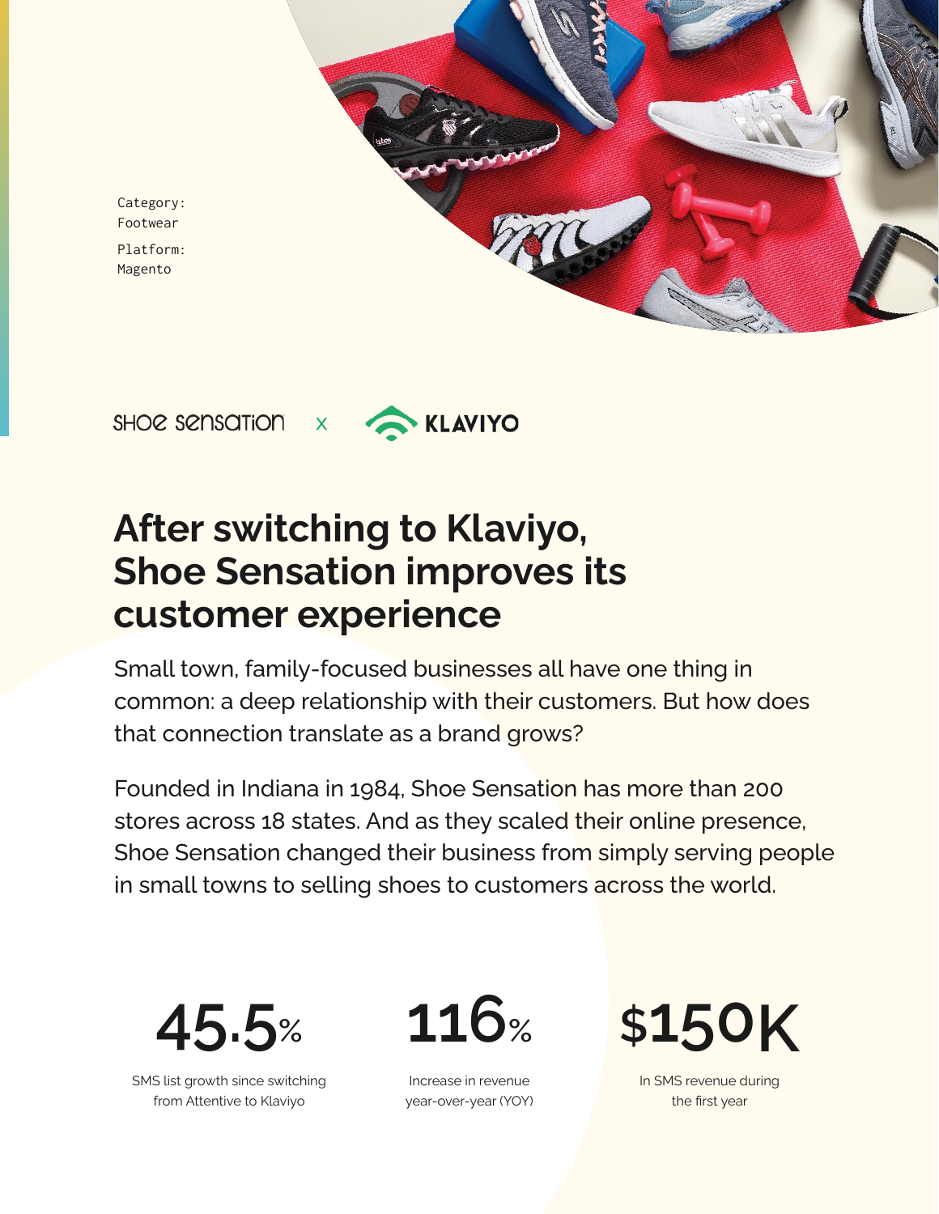Category:
Footwear

Platform:
Magento

SHOE SENSATION x KLAVIYO

# After switching to Klaviyo, Shoe Sensation improves its customer experience

Small town, family-focused businesses all have one thing in common: a deep relationship with their customers. But how does that connection translate as a brand grows?

Founded in Indiana in 1984, Shoe Sensation has more than 200 stores across 18 states. And as they scaled their online presence, Shoe Sensation changed their business from simply serving people in small towns to selling shoes to customers across the world.

**45.5%**

SMS list growth since switching from Attentive to Klaviyo

**116%**

Increase in revenue year-over-year (YOY)

**$150K**

In SMS revenue during the first year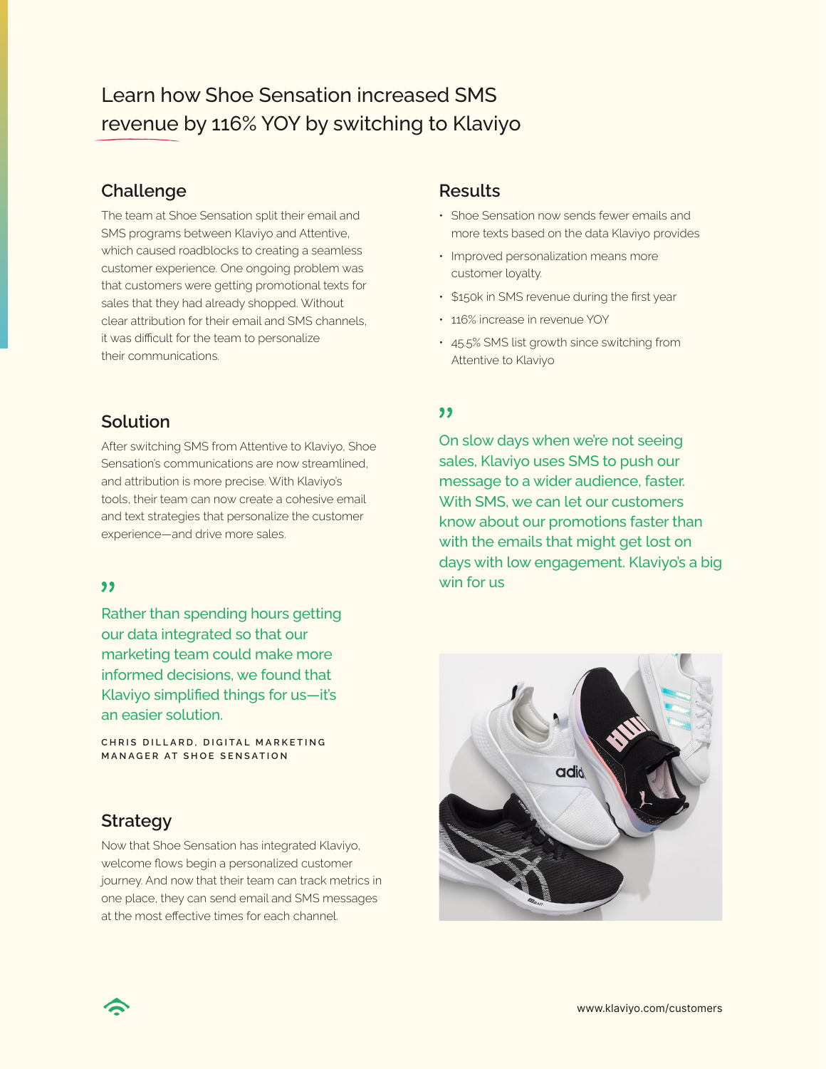# Learn how Shoe Sensation increased SMS revenue by 116% YOY by switching to Klaviyo

## Challenge

The team at Shoe Sensation split their email and SMS programs between Klaviyo and Attentive, which caused roadblocks to creating a seamless customer experience. One ongoing problem was that customers were getting promotional texts for sales that they had already shopped. Without clear attribution for their email and SMS channels, it was difficult for the team to personalize their communications.

## Solution

After switching SMS from Attentive to Klaviyo, Shoe Sensation's communications are now streamlined, and attribution is more precise. With Klaviyo's tools, their team can now create a cohesive email and text strategies that personalize the customer experience—and drive more sales.

> Rather than spending hours getting our data integrated so that our marketing team could make more informed decisions, we found that Klaviyo simplified things for us—it's an easier solution.
>
> CHRIS DILLARD, DIGITAL MARKETING MANAGER AT SHOE SENSATION

## Strategy

Now that Shoe Sensation has integrated Klaviyo, welcome flows begin a personalized customer journey. And now that their team can track metrics in one place, they can send email and SMS messages at the most effective times for each channel.

## Results

- Shoe Sensation now sends fewer emails and more texts based on the data Klaviyo provides
- Improved personalization means more customer loyalty.
- $150k in SMS revenue during the first year
- 116% increase in revenue YOY
- 45.5% SMS list growth since switching from Attentive to Klaviyo

> On slow days when we're not seeing sales, Klaviyo uses SMS to push our message to a wider audience, faster. With SMS, we can let our customers know about our promotions faster than with the emails that might get lost on days with low engagement. Klaviyo's a big win for us

www.klaviyo.com/customers